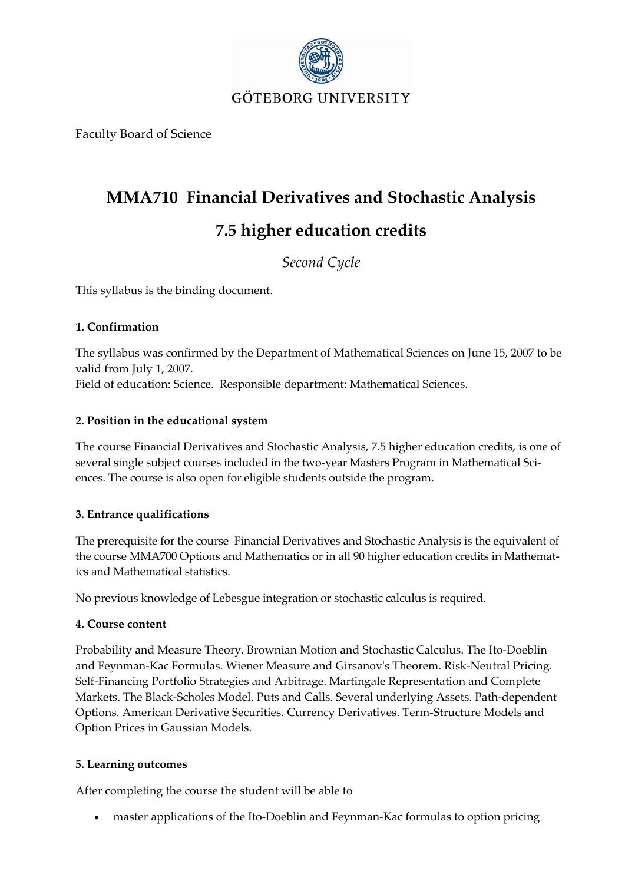GÖTEBORG UNIVERSITY

Faculty Board of Science

# MMA710 Financial Derivatives and Stochastic Analysis

# 7.5 higher education credits

*Second Cycle*

This syllabus is the binding document.

### 1. Confirmation

The syllabus was confirmed by the Department of Mathematical Sciences on June 15, 2007 to be valid from July 1, 2007.
Field of education: Science. Responsible department: Mathematical Sciences.

### 2. Position in the educational system

The course Financial Derivatives and Stochastic Analysis, 7.5 higher education credits, is one of several single subject courses included in the two-year Masters Program in Mathematical Sciences. The course is also open for eligible students outside the program.

### 3. Entrance qualifications

The prerequisite for the course Financial Derivatives and Stochastic Analysis is the equivalent of the course MMA700 Options and Mathematics or in all 90 higher education credits in Mathematics and Mathematical statistics.

No previous knowledge of Lebesgue integration or stochastic calculus is required.

### 4. Course content

Probability and Measure Theory. Brownian Motion and Stochastic Calculus. The Ito-Doeblin and Feynman-Kac Formulas. Wiener Measure and Girsanov's Theorem. Risk-Neutral Pricing. Self-Financing Portfolio Strategies and Arbitrage. Martingale Representation and Complete Markets. The Black-Scholes Model. Puts and Calls. Several underlying Assets. Path-dependent Options. American Derivative Securities. Currency Derivatives. Term-Structure Models and Option Prices in Gaussian Models.

### 5. Learning outcomes

After completing the course the student will be able to

- master applications of the Ito-Doeblin and Feynman-Kac formulas to option pricing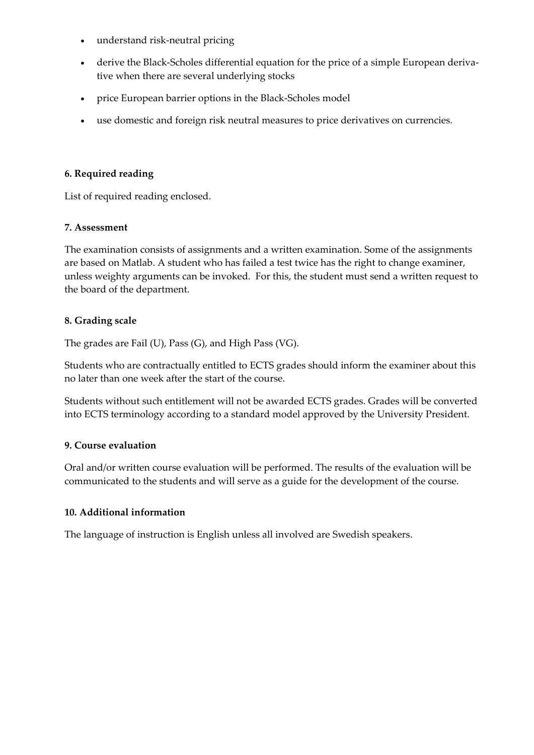- understand risk-neutral pricing
- derive the Black-Scholes differential equation for the price of a simple European derivative when there are several underlying stocks
- price European barrier options in the Black-Scholes model
- use domestic and foreign risk neutral measures to price derivatives on currencies.

**6. Required reading**

List of required reading enclosed.

**7. Assessment**

The examination consists of assignments and a written examination. Some of the assignments are based on Matlab. A student who has failed a test twice has the right to change examiner, unless weighty arguments can be invoked. For this, the student must send a written request to the board of the department.

**8. Grading scale**

The grades are Fail (U), Pass (G), and High Pass (VG).

Students who are contractually entitled to ECTS grades should inform the examiner about this no later than one week after the start of the course.

Students without such entitlement will not be awarded ECTS grades. Grades will be converted into ECTS terminology according to a standard model approved by the University President.

**9. Course evaluation**

Oral and/or written course evaluation will be performed. The results of the evaluation will be communicated to the students and will serve as a guide for the development of the course.

**10. Additional information**

The language of instruction is English unless all involved are Swedish speakers.